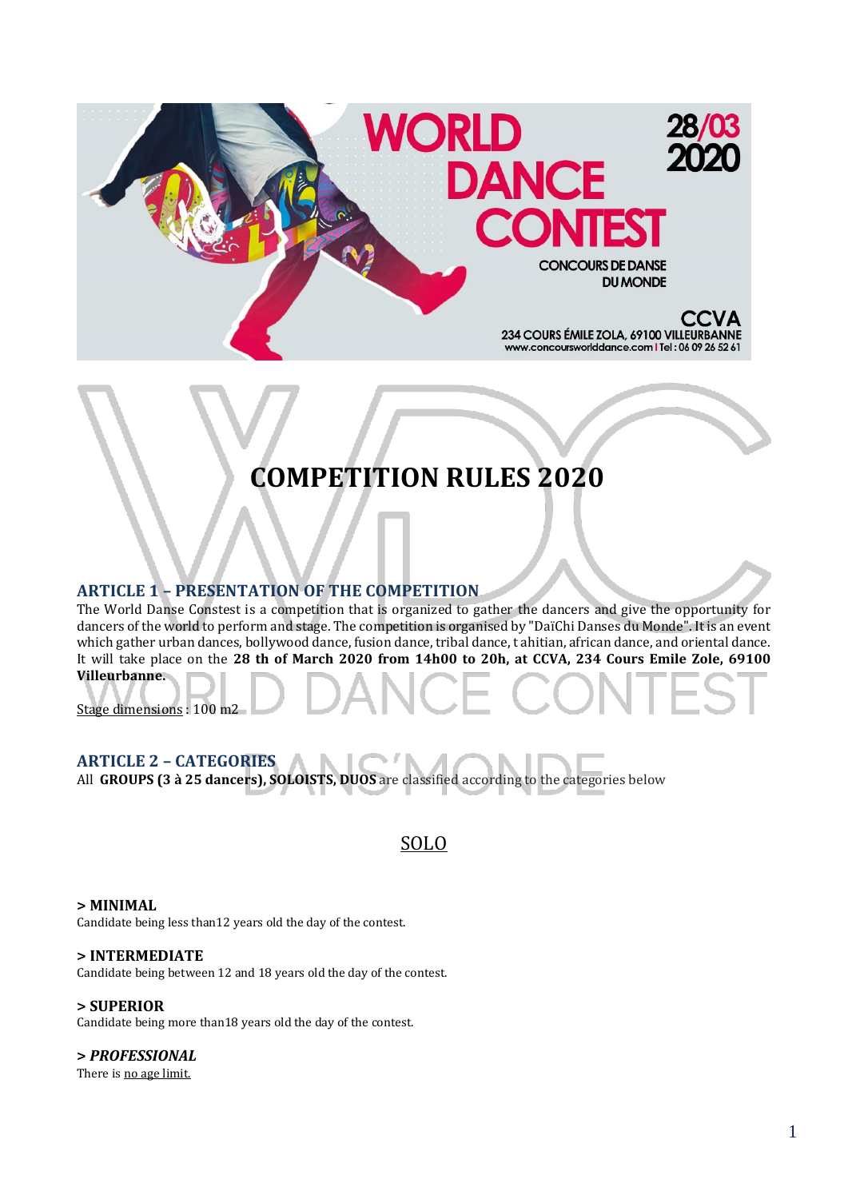WORLD DANCE CONTEST

28/03 2020

CONCOURS DE DANSE DU MONDE

CCVA
234 COURS ÉMILE ZOLA, 69100 VILLEURBANNE
www.concoursworlddance.com I Tel : 06 09 26 52 61

# COMPETITION RULES 2020

## ARTICLE 1 – PRESENTATION OF THE COMPETITION

The World Danse Constest is a competition that is organized to gather the dancers and give the opportunity for dancers of the world to perform and stage. The competition is organised by "DaïChi Danses du Monde". It is an event which gather urban dances, bollywood dance, fusion dance, tribal dance, t ahitian, african dance, and oriental dance. It will take place on the **28 th of March 2020 from 14h00 to 20h, at CCVA, 234 Cours Emile Zole, 69100 Villeurbanne.**

Stage dimensions : 100 m2

## ARTICLE 2 – CATEGORIES

All **GROUPS (3 à 25 dancers), SOLOISTS, DUOS** are classified according to the categories below

### SOLO

**> MINIMAL**
Candidate being less than12 years old the day of the contest.

**> INTERMEDIATE**
Candidate being between 12 and 18 years old the day of the contest.

**> SUPERIOR**
Candidate being more than18 years old the day of the contest.

***> PROFESSIONAL***
There is no age limit.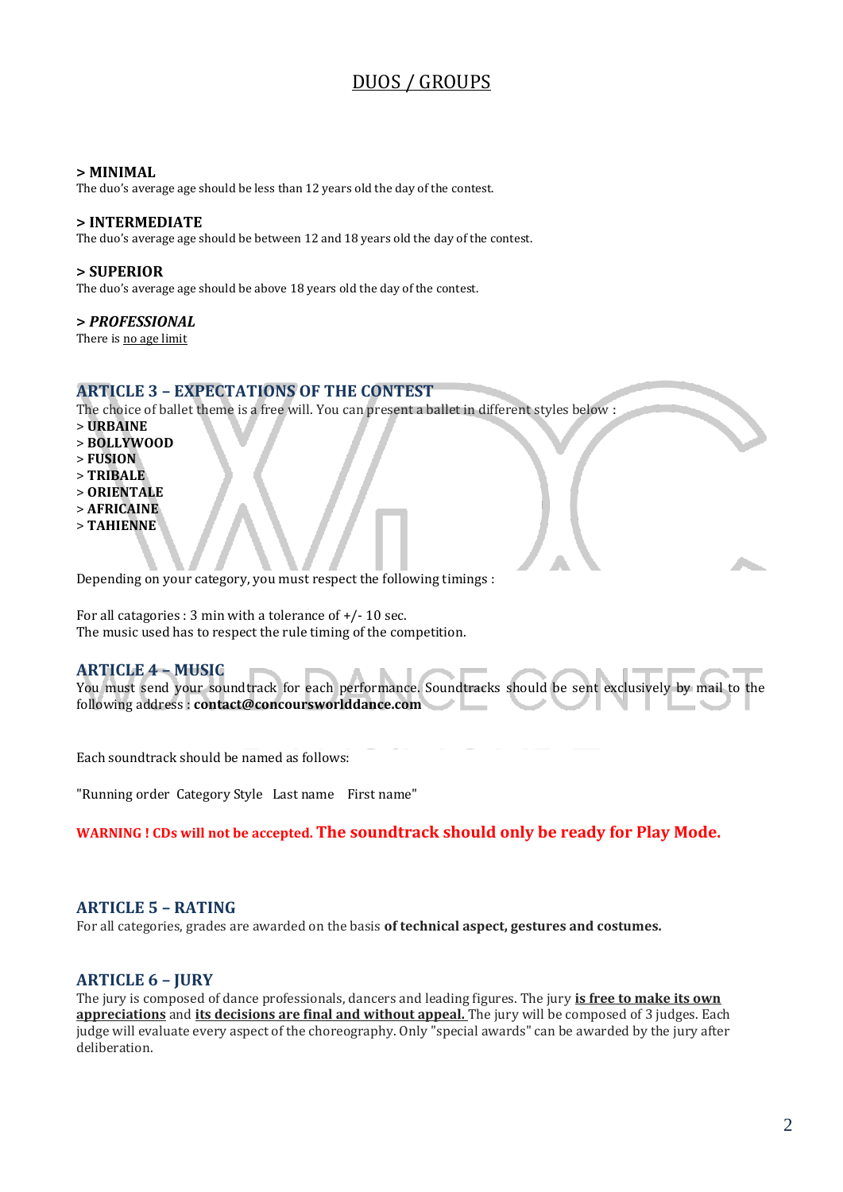## DUOS / GROUPS

**> MINIMAL**
The duo's average age should be less than 12 years old the day of the contest.

**> INTERMEDIATE**
The duo's average age should be between 12 and 18 years old the day of the contest.

**> SUPERIOR**
The duo's average age should be above 18 years old the day of the contest.

***> PROFESSIONAL***
There is no age limit

## ARTICLE 3 – EXPECTATIONS OF THE CONTEST

The choice of ballet theme is a free will. You can present a ballet in different styles below :

> **URBAINE**
> **BOLLYWOOD**
> **FUSION**
> **TRIBALE**
> **ORIENTALE**
> **AFRICAINE**
> **TAHIENNE**

Depending on your category, you must respect the following timings :

For all catagories : 3 min with a tolerance of +/- 10 sec.
The music used has to respect the rule timing of the competition.

## ARTICLE 4 – MUSIC

You must send your soundtrack for each performance. Soundtracks should be sent exclusively by mail to the following address : **contact@concoursworlddance.com**

Each soundtrack should be named as follows:

"Running order Category Style Last name First name"

**WARNING ! CDs will not be accepted. The soundtrack should only be ready for Play Mode.**

## ARTICLE 5 – RATING

For all categories, grades are awarded on the basis **of technical aspect, gestures and costumes.**

## ARTICLE 6 – JURY

The jury is composed of dance professionals, dancers and leading figures. The jury **is free to make its own appreciations** and **its decisions are final and without appeal.** The jury will be composed of 3 judges. Each judge will evaluate every aspect of the choreography. Only "special awards" can be awarded by the jury after deliberation.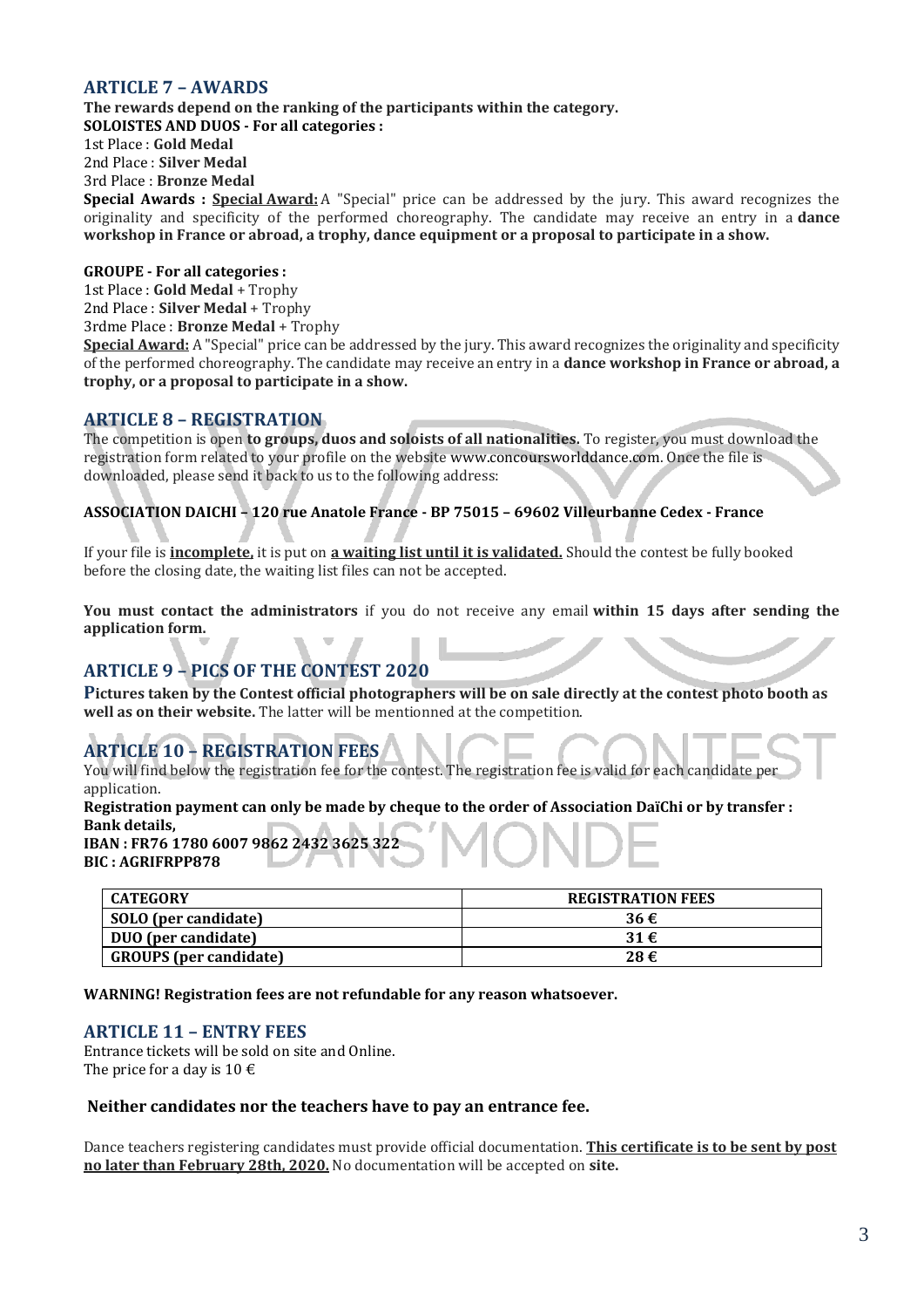## ARTICLE 7 – AWARDS

**The rewards depend on the ranking of the participants within the category.**
**SOLOISTES AND DUOS - For all categories :**
1st Place : **Gold Medal**
2nd Place : **Silver Medal**
3rd Place : **Bronze Medal**
**Special Awards : Special Award:** A "Special" price can be addressed by the jury. This award recognizes the originality and specificity of the performed choreography. The candidate may receive an entry in a **dance workshop in France or abroad, a trophy, dance equipment or a proposal to participate in a show.**

**GROUPE - For all categories :**
1st Place : **Gold Medal** + Trophy
2nd Place : **Silver Medal** + Trophy
3rdme Place : **Bronze Medal** + Trophy
**Special Award:** A "Special" price can be addressed by the jury. This award recognizes the originality and specificity of the performed choreography. The candidate may receive an entry in a **dance workshop in France or abroad, a trophy, or a proposal to participate in a show.**

## ARTICLE 8 – REGISTRATION

The competition is open **to groups, duos and soloists of all nationalities.** To register, you must download the registration form related to your profile on the website www.concoursworlddance.com. Once the file is downloaded, please send it back to us to the following address:

**ASSOCIATION DAICHI – 120 rue Anatole France - BP 75015 – 69602 Villeurbanne Cedex - France**

If your file is **incomplete,** it is put on **a waiting list until it is validated.** Should the contest be fully booked before the closing date, the waiting list files can not be accepted.

**You must contact the administrators** if you do not receive any email **within 15 days after sending the application form.**

## ARTICLE 9 – PICS OF THE CONTEST 2020

**Pictures taken by the Contest official photographers will be on sale directly at the contest photo booth as well as on their website.** The latter will be mentionned at the competition.

## ARTICLE 10 – REGISTRATION FEES

You will find below the registration fee for the contest. The registration fee is valid for each candidate per application.

**Registration payment can only be made by cheque to the order of Association DaïChi or by transfer :**
**Bank details,**
**IBAN : FR76 1780 6007 9862 2432 3625 322**
**BIC : AGRIFRPP878**

| CATEGORY | REGISTRATION FEES |
|---|---|
| SOLO (per candidate) | 36 € |
| DUO (per candidate) | 31 € |
| GROUPS (per candidate) | 28 € |

**WARNING! Registration fees are not refundable for any reason whatsoever.**

## ARTICLE 11 – ENTRY FEES

Entrance tickets will be sold on site and Online.
The price for a day is 10 €

**Neither candidates nor the teachers have to pay an entrance fee.**

Dance teachers registering candidates must provide official documentation. **This certificate is to be sent by post no later than February 28th, 2020.** No documentation will be accepted on **site.**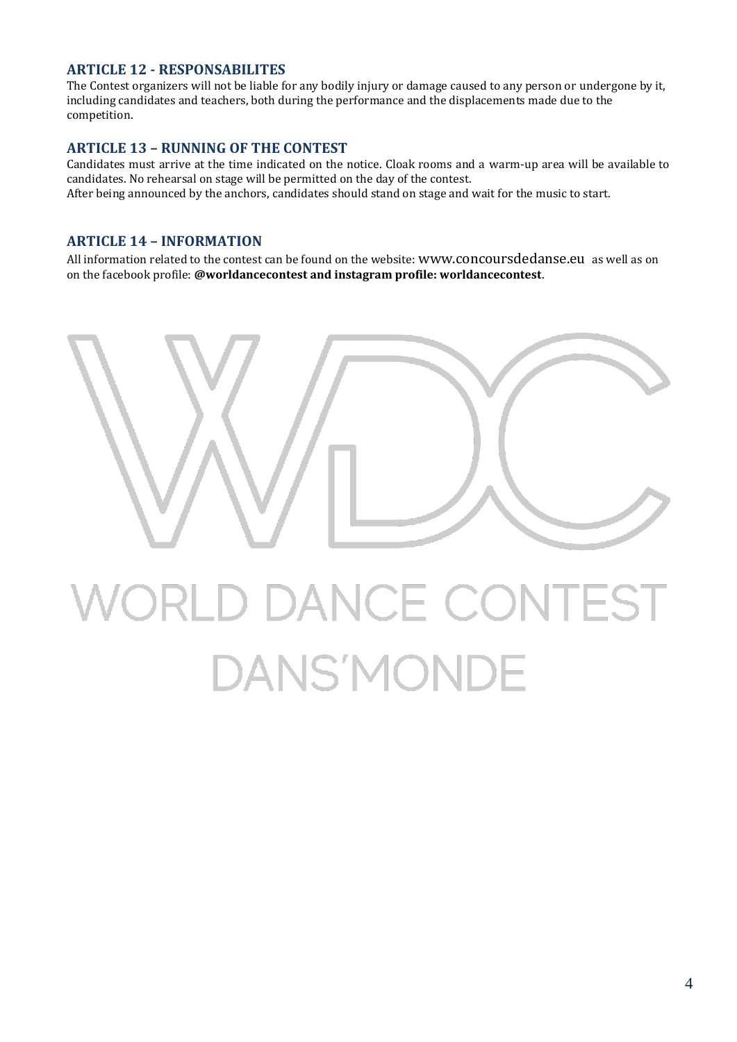## ARTICLE 12 - RESPONSABILITES

The Contest organizers will not be liable for any bodily injury or damage caused to any person or undergone by it, including candidates and teachers, both during the performance and the displacements made due to the competition.

## ARTICLE 13 – RUNNING OF THE CONTEST

Candidates must arrive at the time indicated on the notice. Cloak rooms and a warm-up area will be available to candidates. No rehearsal on stage will be permitted on the day of the contest.
After being announced by the anchors, candidates should stand on stage and wait for the music to start.

## ARTICLE 14 – INFORMATION

All information related to the contest can be found on the website: www.concoursdedanse.eu as well as on on the facebook profile: **@worldancecontest and instagram profile: worldancecontest**.

WDC

WORLD DANCE CONTEST

DANS'MONDE